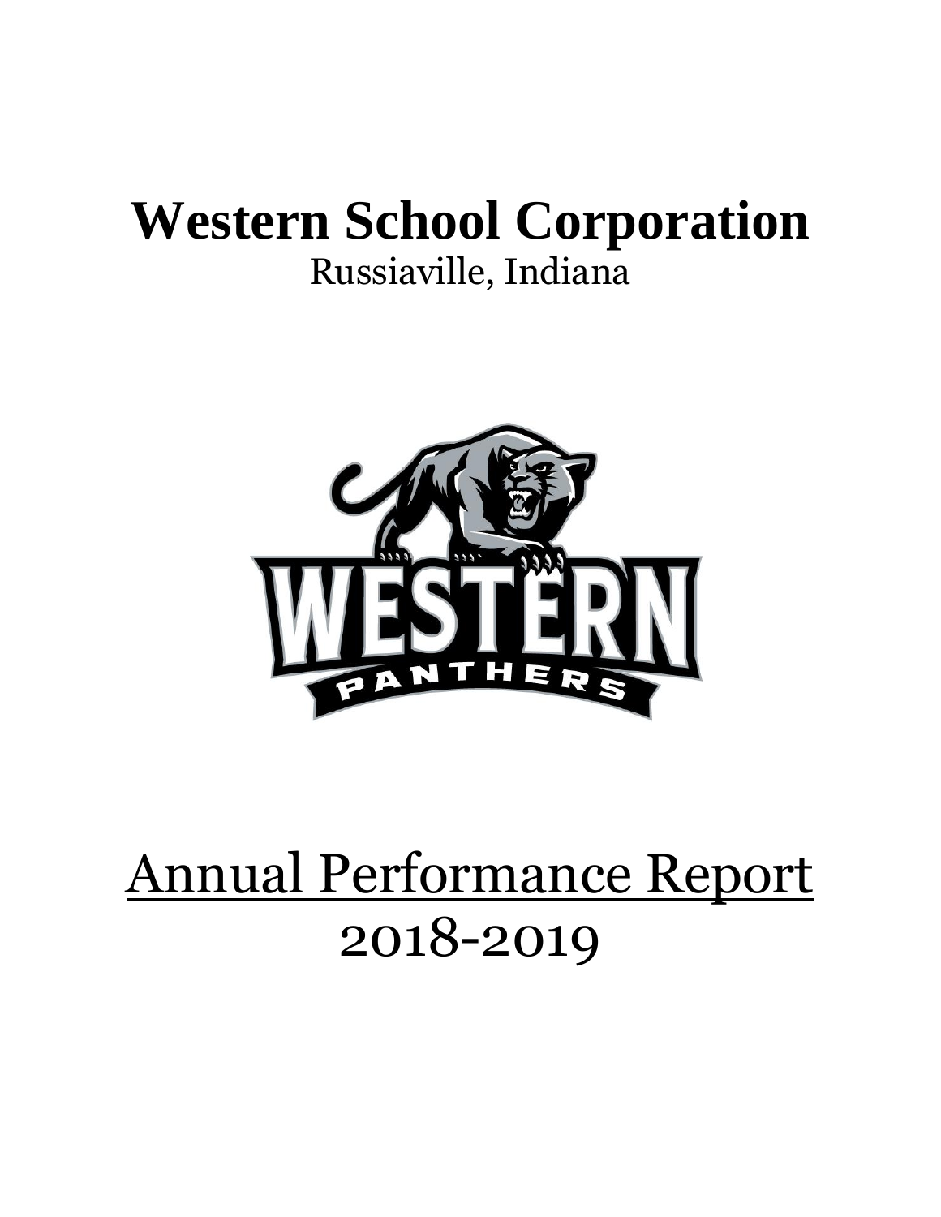# Western School Corporation

Russiaville, Indiana

# Annual Performance Report

2018-2019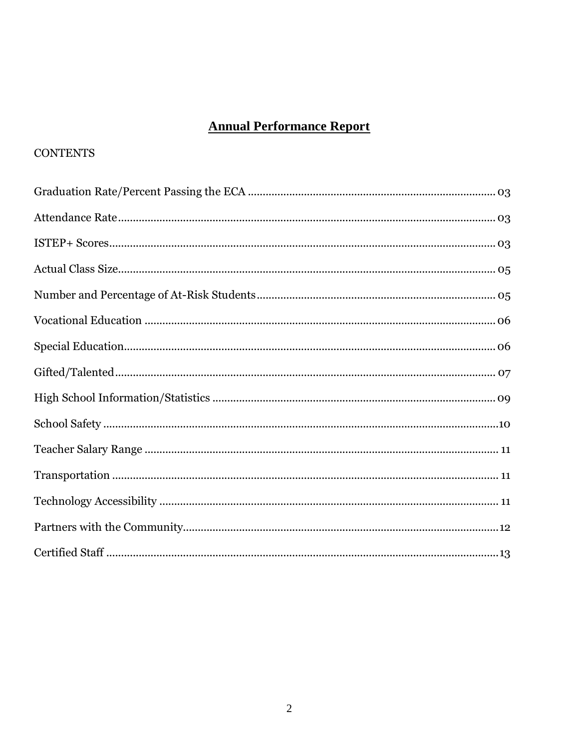# Annual Performance Report

CONTENTS

| Section | Page |
|---|---|
| Graduation Rate/Percent Passing the ECA | 03 |
| Attendance Rate | 03 |
| ISTEP+ Scores | 03 |
| Actual Class Size | 05 |
| Number and Percentage of At-Risk Students | 05 |
| Vocational Education | 06 |
| Special Education | 06 |
| Gifted/Talented | 07 |
| High School Information/Statistics | 09 |
| School Safety | 10 |
| Teacher Salary Range | 11 |
| Transportation | 11 |
| Technology Accessibility | 11 |
| Partners with the Community | 12 |
| Certified Staff | 13 |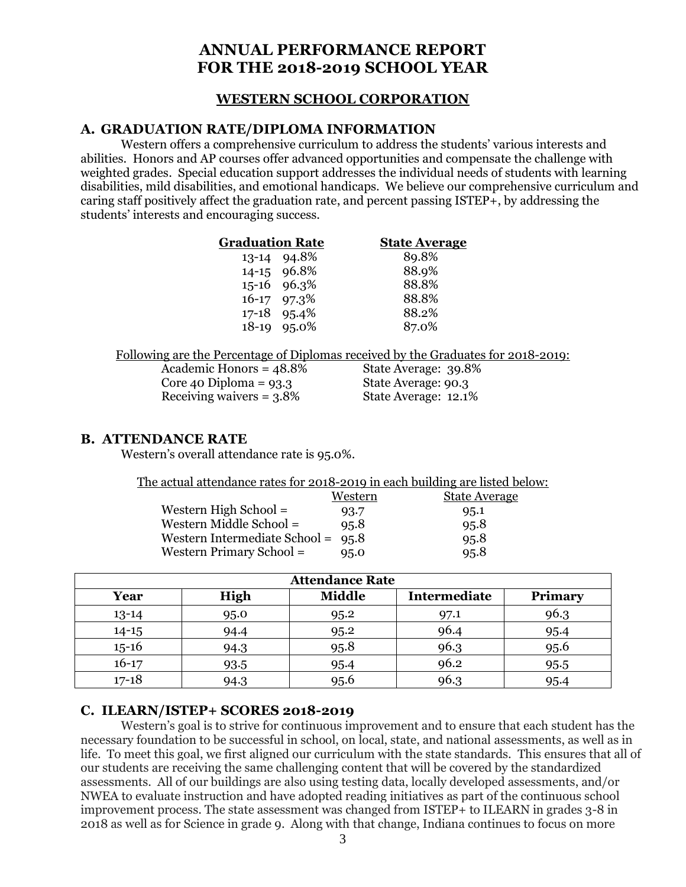# ANNUAL PERFORMANCE REPORT FOR THE 2018-2019 SCHOOL YEAR

## WESTERN SCHOOL CORPORATION

### A. GRADUATION RATE/DIPLOMA INFORMATION

Western offers a comprehensive curriculum to address the students' various interests and abilities. Honors and AP courses offer advanced opportunities and compensate the challenge with weighted grades. Special education support addresses the individual needs of students with learning disabilities, mild disabilities, and emotional handicaps. We believe our comprehensive curriculum and caring staff positively affect the graduation rate, and percent passing ISTEP+, by addressing the students' interests and encouraging success.

| Graduation Rate | | State Average |
|---|---|---|
| 13-14 | 94.8% | 89.8% |
| 14-15 | 96.8% | 88.9% |
| 15-16 | 96.3% | 88.8% |
| 16-17 | 97.3% | 88.8% |
| 17-18 | 95.4% | 88.2% |
| 18-19 | 95.0% | 87.0% |

Following are the Percentage of Diplomas received by the Graduates for 2018-2019:

| | |
|---|---|
| Academic Honors = 48.8% | State Average: 39.8% |
| Core 40 Diploma = 93.3 | State Average: 90.3 |
| Receiving waivers = 3.8% | State Average: 12.1% |

### B. ATTENDANCE RATE

Western's overall attendance rate is 95.0%.

The actual attendance rates for 2018-2019 in each building are listed below:

| | Western | State Average |
|---|---|---|
| Western High School = | 93.7 | 95.1 |
| Western Middle School = | 95.8 | 95.8 |
| Western Intermediate School = | 95.8 | 95.8 |
| Western Primary School = | 95.0 | 95.8 |

| Attendance Rate | | | | |
|---|---|---|---|---|
| **Year** | **High** | **Middle** | **Intermediate** | **Primary** |
| 13-14 | 95.0 | 95.2 | 97.1 | 96.3 |
| 14-15 | 94.4 | 95.2 | 96.4 | 95.4 |
| 15-16 | 94.3 | 95.8 | 96.3 | 95.6 |
| 16-17 | 93.5 | 95.4 | 96.2 | 95.5 |
| 17-18 | 94.3 | 95.6 | 96.3 | 95.4 |

### C. ILEARN/ISTEP+ SCORES 2018-2019

Western's goal is to strive for continuous improvement and to ensure that each student has the necessary foundation to be successful in school, on local, state, and national assessments, as well as in life. To meet this goal, we first aligned our curriculum with the state standards. This ensures that all of our students are receiving the same challenging content that will be covered by the standardized assessments. All of our buildings are also using testing data, locally developed assessments, and/or NWEA to evaluate instruction and have adopted reading initiatives as part of the continuous school improvement process. The state assessment was changed from ISTEP+ to ILEARN in grades 3-8 in 2018 as well as for Science in grade 9. Along with that change, Indiana continues to focus on more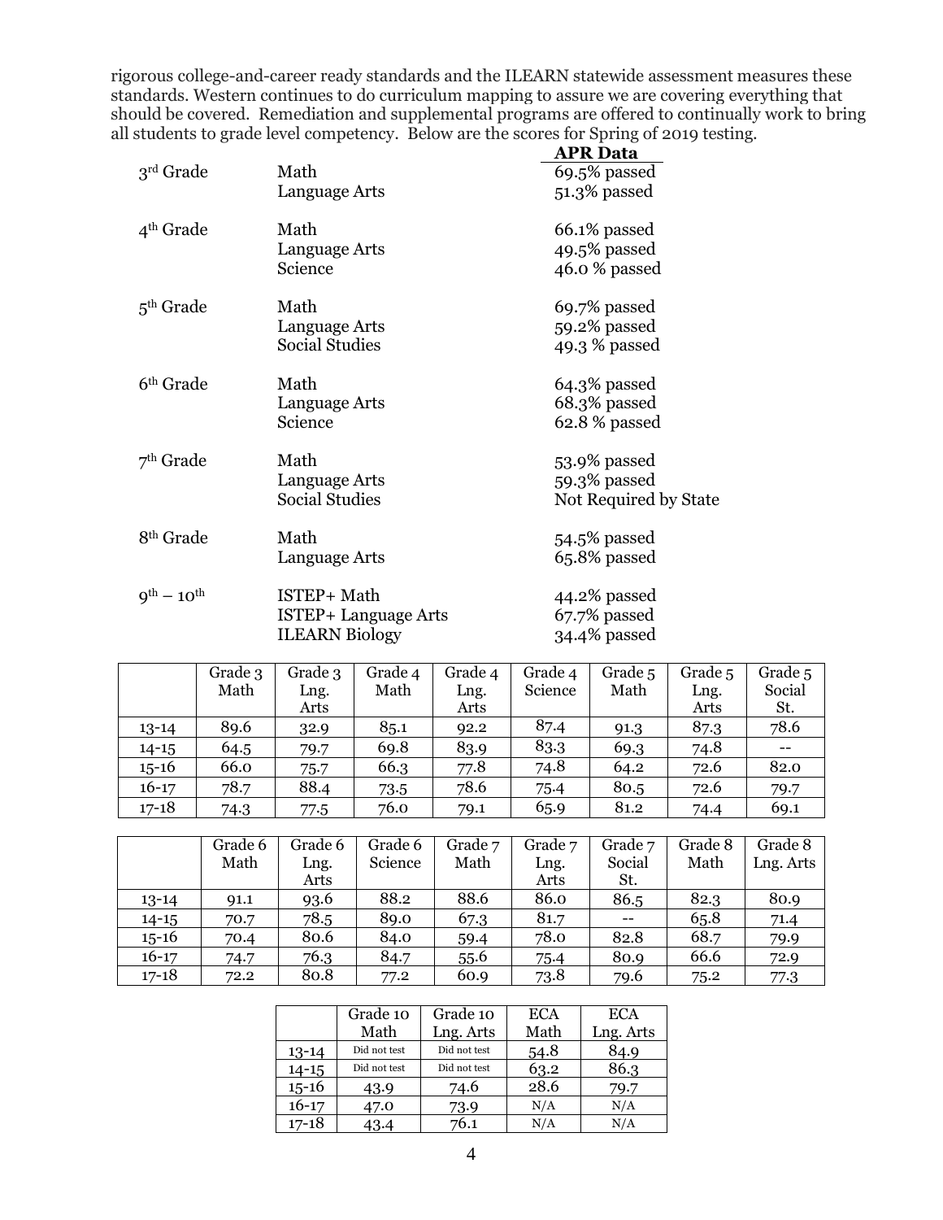rigorous college-and-career ready standards and the ILEARN statewide assessment measures these standards. Western continues to do curriculum mapping to assure we are covering everything that should be covered. Remediation and supplemental programs are offered to continually work to bring all students to grade level competency. Below are the scores for Spring of 2019 testing.

| | | **APR Data** |
|---|---|---|
| 3rd Grade | Math | 69.5% passed |
| | Language Arts | 51.3% passed |
| 4th Grade | Math | 66.1% passed |
| | Language Arts | 49.5% passed |
| | Science | 46.0 % passed |
| 5th Grade | Math | 69.7% passed |
| | Language Arts | 59.2% passed |
| | Social Studies | 49.3 % passed |
| 6th Grade | Math | 64.3% passed |
| | Language Arts | 68.3% passed |
| | Science | 62.8 % passed |
| 7th Grade | Math | 53.9% passed |
| | Language Arts | 59.3% passed |
| | Social Studies | Not Required by State |
| 8th Grade | Math | 54.5% passed |
| | Language Arts | 65.8% passed |
| 9th – 10th | ISTEP+ Math | 44.2% passed |
| | ISTEP+ Language Arts | 67.7% passed |
| | ILEARN Biology | 34.4% passed |

| | Grade 3 Math | Grade 3 Lng. Arts | Grade 4 Math | Grade 4 Lng. Arts | Grade 4 Science | Grade 5 Math | Grade 5 Lng. Arts | Grade 5 Social St. |
|---|---|---|---|---|---|---|---|---|
| 13-14 | 89.6 | 32.9 | 85.1 | 92.2 | 87.4 | 91.3 | 87.3 | 78.6 |
| 14-15 | 64.5 | 79.7 | 69.8 | 83.9 | 83.3 | 69.3 | 74.8 | -- |
| 15-16 | 66.0 | 75.7 | 66.3 | 77.8 | 74.8 | 64.2 | 72.6 | 82.0 |
| 16-17 | 78.7 | 88.4 | 73.5 | 78.6 | 75.4 | 80.5 | 72.6 | 79.7 |
| 17-18 | 74.3 | 77.5 | 76.0 | 79.1 | 65.9 | 81.2 | 74.4 | 69.1 |

| | Grade 6 Math | Grade 6 Lng. Arts | Grade 6 Science | Grade 7 Math | Grade 7 Lng. Arts | Grade 7 Social St. | Grade 8 Math | Grade 8 Lng. Arts |
|---|---|---|---|---|---|---|---|---|
| 13-14 | 91.1 | 93.6 | 88.2 | 88.6 | 86.0 | 86.5 | 82.3 | 80.9 |
| 14-15 | 70.7 | 78.5 | 89.0 | 67.3 | 81.7 | -- | 65.8 | 71.4 |
| 15-16 | 70.4 | 80.6 | 84.0 | 59.4 | 78.0 | 82.8 | 68.7 | 79.9 |
| 16-17 | 74.7 | 76.3 | 84.7 | 55.6 | 75.4 | 80.9 | 66.6 | 72.9 |
| 17-18 | 72.2 | 80.8 | 77.2 | 60.9 | 73.8 | 79.6 | 75.2 | 77.3 |

| | Grade 10 Math | Grade 10 Lng. Arts | ECA Math | ECA Lng. Arts |
|---|---|---|---|---|
| 13-14 | Did not test | Did not test | 54.8 | 84.9 |
| 14-15 | Did not test | Did not test | 63.2 | 86.3 |
| 15-16 | 43.9 | 74.6 | 28.6 | 79.7 |
| 16-17 | 47.0 | 73.9 | N/A | N/A |
| 17-18 | 43.4 | 76.1 | N/A | N/A |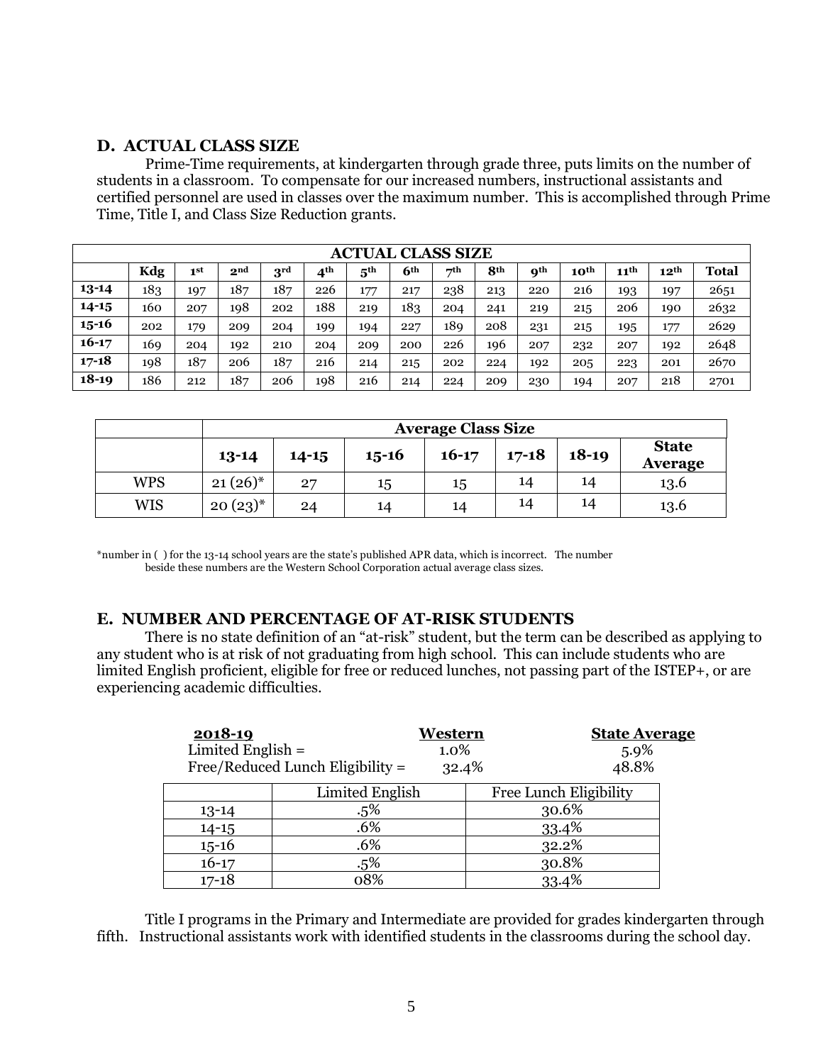## D. ACTUAL CLASS SIZE

Prime-Time requirements, at kindergarten through grade three, puts limits on the number of students in a classroom. To compensate for our increased numbers, instructional assistants and certified personnel are used in classes over the maximum number. This is accomplished through Prime Time, Title I, and Class Size Reduction grants.

| ACTUAL CLASS SIZE | | | | | | | | | | | | | | |
|---|---|---|---|---|---|---|---|---|---|---|---|---|---|---|
| | **Kdg** | **1st** | **2nd** | **3rd** | **4th** | **5th** | **6th** | **7th** | **8th** | **9th** | **10th** | **11th** | **12th** | **Total** |
| **13-14** | 183 | 197 | 187 | 187 | 226 | 177 | 217 | 238 | 213 | 220 | 216 | 193 | 197 | 2651 |
| **14-15** | 160 | 207 | 198 | 202 | 188 | 219 | 183 | 204 | 241 | 219 | 215 | 206 | 190 | 2632 |
| **15-16** | 202 | 179 | 209 | 204 | 199 | 194 | 227 | 189 | 208 | 231 | 215 | 195 | 177 | 2629 |
| **16-17** | 169 | 204 | 192 | 210 | 204 | 209 | 200 | 226 | 196 | 207 | 232 | 207 | 192 | 2648 |
| **17-18** | 198 | 187 | 206 | 187 | 216 | 214 | 215 | 202 | 224 | 192 | 205 | 223 | 201 | 2670 |
| **18-19** | 186 | 212 | 187 | 206 | 198 | 216 | 214 | 224 | 209 | 230 | 194 | 207 | 218 | 2701 |

| | Average Class Size | | | | | | |
|---|---|---|---|---|---|---|---|
| | **13-14** | **14-15** | **15-16** | **16-17** | **17-18** | **18-19** | **State Average** |
| WPS | 21 (26)* | 27 | 15 | 15 | 14 | 14 | 13.6 |
| WIS | 20 (23)* | 24 | 14 | 14 | 14 | 14 | 13.6 |

*number in ( ) for the 13-14 school years are the state's published APR data, which is incorrect. The number beside these numbers are the Western School Corporation actual average class sizes.

## E. NUMBER AND PERCENTAGE OF AT-RISK STUDENTS

There is no state definition of an "at-risk" student, but the term can be described as applying to any student who is at risk of not graduating from high school. This can include students who are limited English proficient, eligible for free or reduced lunches, not passing part of the ISTEP+, or are experiencing academic difficulties.

| **2018-19** | **Western** | **State Average** |
|---|---|---|
| Limited English = | 1.0% | 5.9% |
| Free/Reduced Lunch Eligibility = | 32.4% | 48.8% |

| | Limited English | Free Lunch Eligibility |
|---|---|---|
| 13-14 | .5% | 30.6% |
| 14-15 | .6% | 33.4% |
| 15-16 | .6% | 32.2% |
| 16-17 | .5% | 30.8% |
| 17-18 | 08% | 33.4% |

Title I programs in the Primary and Intermediate are provided for grades kindergarten through fifth. Instructional assistants work with identified students in the classrooms during the school day.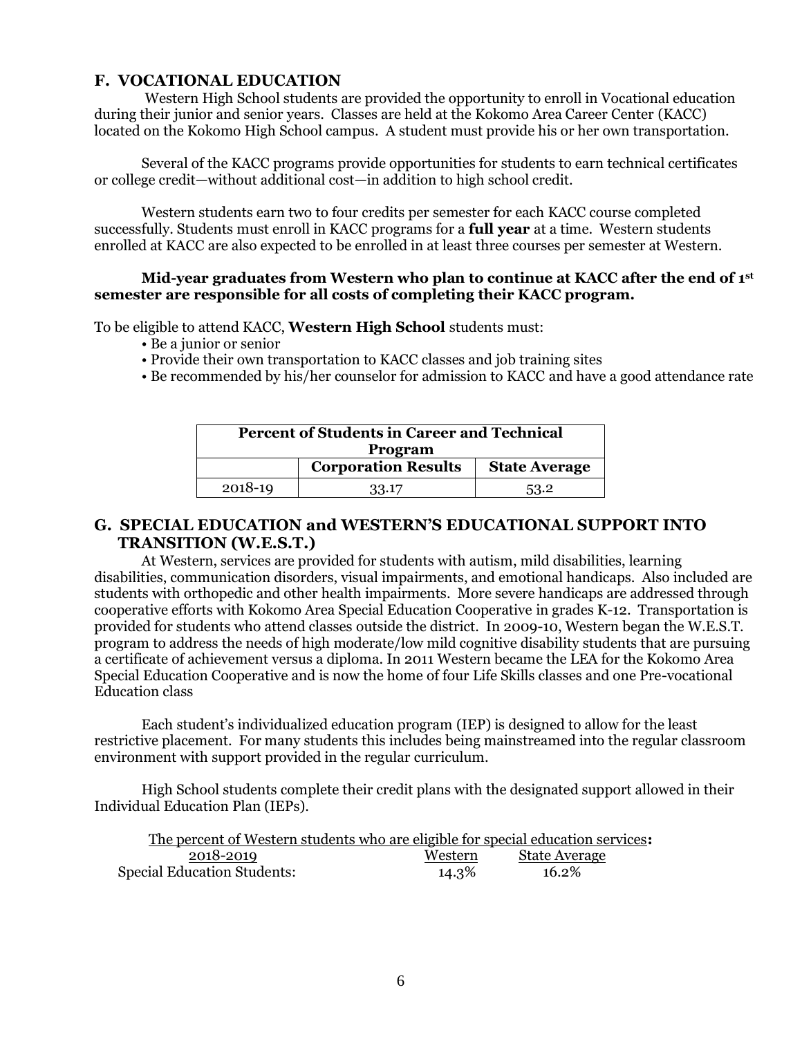## F. VOCATIONAL EDUCATION

Western High School students are provided the opportunity to enroll in Vocational education during their junior and senior years. Classes are held at the Kokomo Area Career Center (KACC) located on the Kokomo High School campus. A student must provide his or her own transportation.

Several of the KACC programs provide opportunities for students to earn technical certificates or college credit—without additional cost—in addition to high school credit.

Western students earn two to four credits per semester for each KACC course completed successfully. Students must enroll in KACC programs for a **full year** at a time. Western students enrolled at KACC are also expected to be enrolled in at least three courses per semester at Western.

**Mid-year graduates from Western who plan to continue at KACC after the end of 1st semester are responsible for all costs of completing their KACC program.**

To be eligible to attend KACC, **Western High School** students must:

- Be a junior or senior
- Provide their own transportation to KACC classes and job training sites
- Be recommended by his/her counselor for admission to KACC and have a good attendance rate

| Percent of Students in Career and Technical Program | | |
|---|---|---|
| | **Corporation Results** | **State Average** |
| 2018-19 | 33.17 | 53.2 |

## G. SPECIAL EDUCATION and WESTERN'S EDUCATIONAL SUPPORT INTO TRANSITION (W.E.S.T.)

At Western, services are provided for students with autism, mild disabilities, learning disabilities, communication disorders, visual impairments, and emotional handicaps. Also included are students with orthopedic and other health impairments. More severe handicaps are addressed through cooperative efforts with Kokomo Area Special Education Cooperative in grades K-12. Transportation is provided for students who attend classes outside the district. In 2009-10, Western began the W.E.S.T. program to address the needs of high moderate/low mild cognitive disability students that are pursuing a certificate of achievement versus a diploma. In 2011 Western became the LEA for the Kokomo Area Special Education Cooperative and is now the home of four Life Skills classes and one Pre-vocational Education class

Each student's individualized education program (IEP) is designed to allow for the least restrictive placement. For many students this includes being mainstreamed into the regular classroom environment with support provided in the regular curriculum.

High School students complete their credit plans with the designated support allowed in their Individual Education Plan (IEPs).

The percent of Western students who are eligible for special education services**:**

| 2018-2019 | Western | State Average |
|---|---|---|
| Special Education Students: | 14.3% | 16.2% |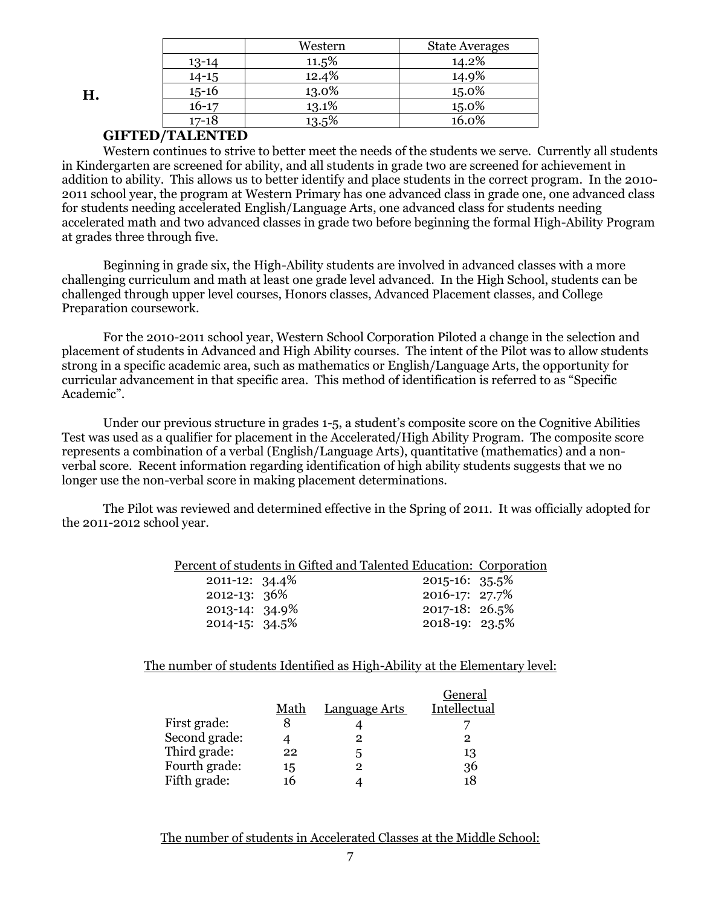|  | Western | State Averages |
|---|---|---|
| 13-14 | 11.5% | 14.2% |
| 14-15 | 12.4% | 14.9% |
| 15-16 | 13.0% | 15.0% |
| 16-17 | 13.1% | 15.0% |
| 17-18 | 13.5% | 16.0% |

## H. GIFTED/TALENTED

Western continues to strive to better meet the needs of the students we serve. Currently all students in Kindergarten are screened for ability, and all students in grade two are screened for achievement in addition to ability. This allows us to better identify and place students in the correct program. In the 2010-2011 school year, the program at Western Primary has one advanced class in grade one, one advanced class for students needing accelerated English/Language Arts, one advanced class for students needing accelerated math and two advanced classes in grade two before beginning the formal High-Ability Program at grades three through five.

Beginning in grade six, the High-Ability students are involved in advanced classes with a more challenging curriculum and math at least one grade level advanced. In the High School, students can be challenged through upper level courses, Honors classes, Advanced Placement classes, and College Preparation coursework.

For the 2010-2011 school year, Western School Corporation Piloted a change in the selection and placement of students in Advanced and High Ability courses. The intent of the Pilot was to allow students strong in a specific academic area, such as mathematics or English/Language Arts, the opportunity for curricular advancement in that specific area. This method of identification is referred to as "Specific Academic".

Under our previous structure in grades 1-5, a student's composite score on the Cognitive Abilities Test was used as a qualifier for placement in the Accelerated/High Ability Program. The composite score represents a combination of a verbal (English/Language Arts), quantitative (mathematics) and a non-verbal score. Recent information regarding identification of high ability students suggests that we no longer use the non-verbal score in making placement determinations.

The Pilot was reviewed and determined effective in the Spring of 2011. It was officially adopted for the 2011-2012 school year.

Percent of students in Gifted and Talented Education: Corporation

| | |
|---|---|
| 2011-12: 34.4% | 2015-16: 35.5% |
| 2012-13: 36% | 2016-17: 27.7% |
| 2013-14: 34.9% | 2017-18: 26.5% |
| 2014-15: 34.5% | 2018-19: 23.5% |

The number of students Identified as High-Ability at the Elementary level:

|  | Math | Language Arts | General Intellectual |
|---|---|---|---|
| First grade: | 8 | 4 | 7 |
| Second grade: | 4 | 2 | 2 |
| Third grade: | 22 | 5 | 13 |
| Fourth grade: | 15 | 2 | 36 |
| Fifth grade: | 16 | 4 | 18 |

The number of students in Accelerated Classes at the Middle School: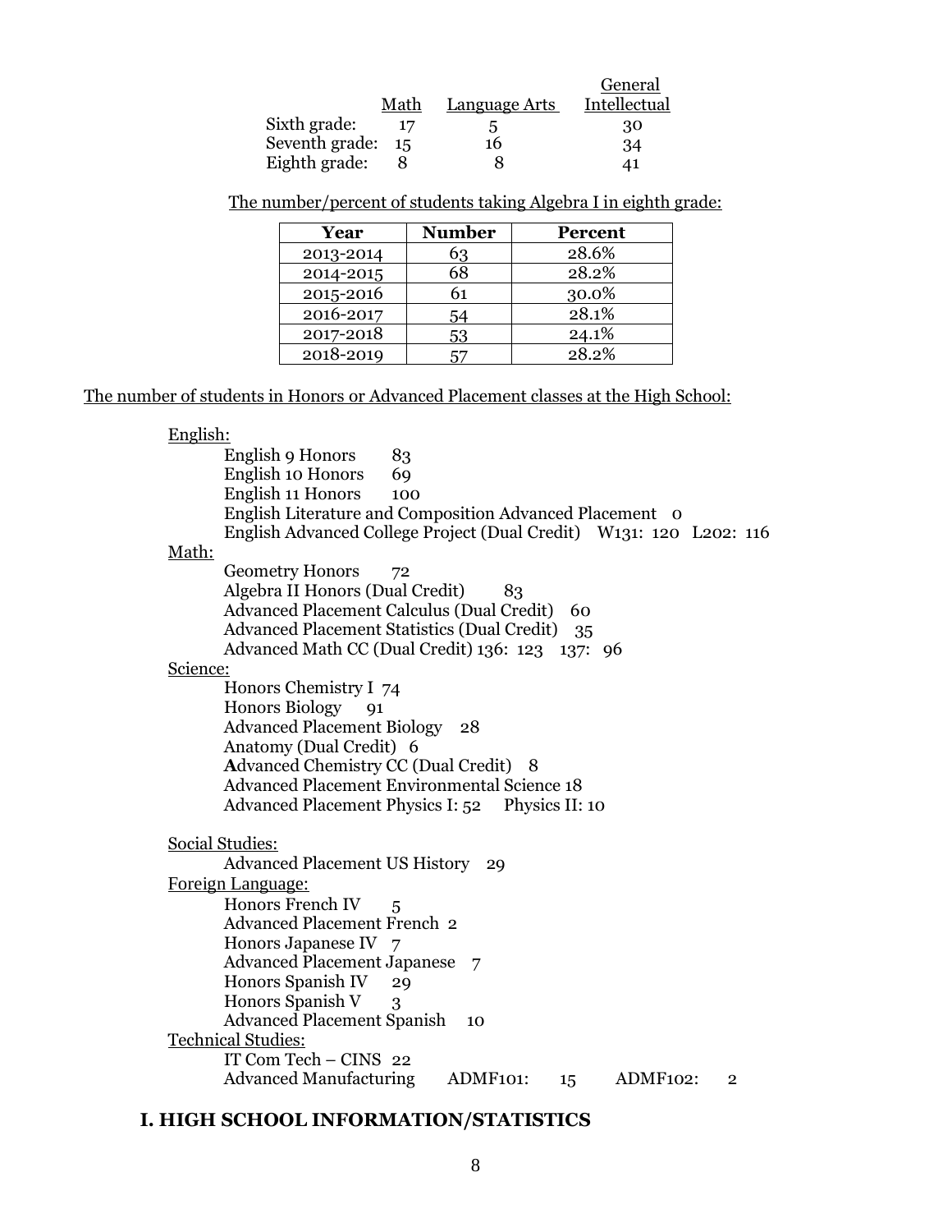| | Math | Language Arts | General Intellectual |
|---|---|---|---|
| Sixth grade: | 17 | 5 | 30 |
| Seventh grade: | 15 | 16 | 34 |
| Eighth grade: | 8 | 8 | 41 |

The number/percent of students taking Algebra I in eighth grade:

| Year | Number | Percent |
|---|---|---|
| 2013-2014 | 63 | 28.6% |
| 2014-2015 | 68 | 28.2% |
| 2015-2016 | 61 | 30.0% |
| 2016-2017 | 54 | 28.1% |
| 2017-2018 | 53 | 24.1% |
| 2018-2019 | 57 | 28.2% |

The number of students in Honors or Advanced Placement classes at the High School:

English:
- English 9 Honors 83
- English 10 Honors 69
- English 11 Honors 100
- English Literature and Composition Advanced Placement 0
- English Advanced College Project (Dual Credit) W131: 120 L202: 116

Math:
- Geometry Honors 72
- Algebra II Honors (Dual Credit) 83
- Advanced Placement Calculus (Dual Credit) 60
- Advanced Placement Statistics (Dual Credit) 35
- Advanced Math CC (Dual Credit) 136: 123 137: 96

Science:
- Honors Chemistry I 74
- Honors Biology 91
- Advanced Placement Biology 28
- Anatomy (Dual Credit) 6
- Advanced Chemistry CC (Dual Credit) 8
- Advanced Placement Environmental Science 18
- Advanced Placement Physics I: 52 Physics II: 10

Social Studies:
- Advanced Placement US History 29

Foreign Language:
- Honors French IV 5
- Advanced Placement French 2
- Honors Japanese IV 7
- Advanced Placement Japanese 7
- Honors Spanish IV 29
- Honors Spanish V 3
- Advanced Placement Spanish 10

Technical Studies:
- IT Com Tech – CINS 22
- Advanced Manufacturing ADMF101: 15 ADMF102: 2

## I. HIGH SCHOOL INFORMATION/STATISTICS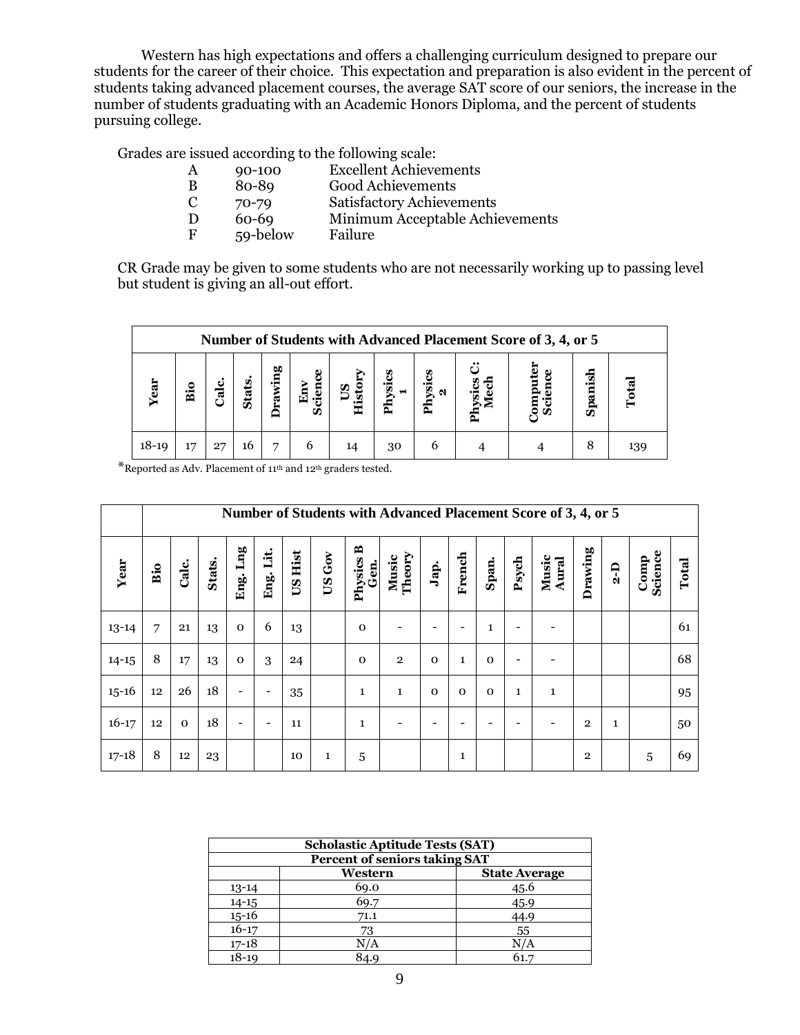Western has high expectations and offers a challenging curriculum designed to prepare our students for the career of their choice. This expectation and preparation is also evident in the percent of students taking advanced placement courses, the average SAT score of our seniors, the increase in the number of students graduating with an Academic Honors Diploma, and the percent of students pursuing college.

Grades are issued according to the following scale:

| | | |
|---|---|---|
| A | 90-100 | Excellent Achievements |
| B | 80-89 | Good Achievements |
| C | 70-79 | Satisfactory Achievements |
| D | 60-69 | Minimum Acceptable Achievements |
| F | 59-below | Failure |

CR Grade may be given to some students who are not necessarily working up to passing level but student is giving an all-out effort.

| Number of Students with Advanced Placement Score of 3, 4, or 5 | | | | | | | | | | | | |
|---|---|---|---|---|---|---|---|---|---|---|---|---|
| **Year** | **Bio** | **Calc.** | **Stats.** | **Drawing** | **Env Science** | **US History** | **Physics 1** | **Physics 2** | **Physics C: Mech** | **Computer Science** | **Spanish** | **Total** |
| 18-19 | 17 | 27 | 16 | 7 | 6 | 14 | 30 | 6 | 4 | 4 | 8 | 139 |

*Reported as Adv. Placement of 11th and 12th graders tested.

| | Number of Students with Advanced Placement Score of 3, 4, or 5 | | | | | | | | | | | | | | | | | |
|---|---|---|---|---|---|---|---|---|---|---|---|---|---|---|---|---|---|---|
| **Year** | **Bio** | **Calc.** | **Stats.** | **Eng. Lng** | **Eng. Lit.** | **US Hist** | **US Gov** | **Physics B Gen.** | **Music Theory** | **Jap.** | **French** | **Span.** | **Psych** | **Music Aural** | **Drawing** | **2-D** | **Comp Science** | **Total** |
| 13-14 | 7 | 21 | 13 | 0 | 6 | 13 | | 0 | - | - | - | 1 | - | - | | | | 61 |
| 14-15 | 8 | 17 | 13 | 0 | 3 | 24 | | 0 | 2 | 0 | 1 | 0 | - | - | | | | 68 |
| 15-16 | 12 | 26 | 18 | - | - | 35 | | 1 | 1 | 0 | 0 | 0 | 1 | 1 | | | | 95 |
| 16-17 | 12 | 0 | 18 | - | - | 11 | | 1 | - | - | - | - | - | - | 2 | 1 | | 50 |
| 17-18 | 8 | 12 | 23 | | | 10 | 1 | 5 | | | 1 | | | | 2 | | 5 | 69 |

| Scholastic Aptitude Tests (SAT) | | |
|---|---|---|
| **Percent of seniors taking SAT** | | |
| | **Western** | **State Average** |
| 13-14 | 69.0 | 45.6 |
| 14-15 | 69.7 | 45.9 |
| 15-16 | 71.1 | 44.9 |
| 16-17 | 73 | 55 |
| 17-18 | N/A | N/A |
| 18-19 | 84.9 | 61.7 |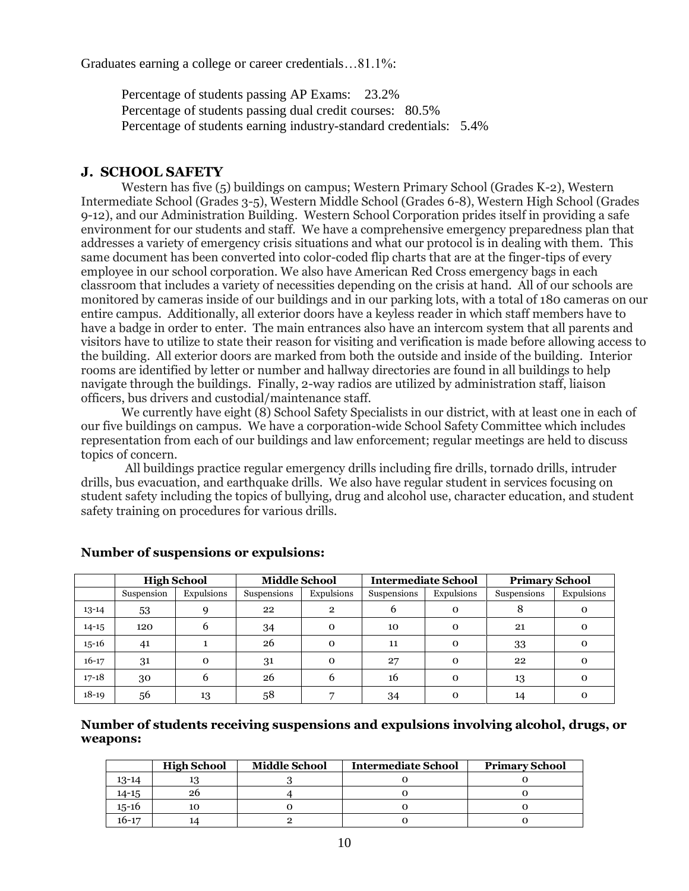Graduates earning a college or career credentials…81.1%:

Percentage of students passing AP Exams: 23.2%
Percentage of students passing dual credit courses: 80.5%
Percentage of students earning industry-standard credentials: 5.4%

## J. SCHOOL SAFETY

Western has five (5) buildings on campus; Western Primary School (Grades K-2), Western Intermediate School (Grades 3-5), Western Middle School (Grades 6-8), Western High School (Grades 9-12), and our Administration Building. Western School Corporation prides itself in providing a safe environment for our students and staff. We have a comprehensive emergency preparedness plan that addresses a variety of emergency crisis situations and what our protocol is in dealing with them. This same document has been converted into color-coded flip charts that are at the finger-tips of every employee in our school corporation. We also have American Red Cross emergency bags in each classroom that includes a variety of necessities depending on the crisis at hand. All of our schools are monitored by cameras inside of our buildings and in our parking lots, with a total of 180 cameras on our entire campus. Additionally, all exterior doors have a keyless reader in which staff members have to have a badge in order to enter. The main entrances also have an intercom system that all parents and visitors have to utilize to state their reason for visiting and verification is made before allowing access to the building. All exterior doors are marked from both the outside and inside of the building. Interior rooms are identified by letter or number and hallway directories are found in all buildings to help navigate through the buildings. Finally, 2-way radios are utilized by administration staff, liaison officers, bus drivers and custodial/maintenance staff.

We currently have eight (8) School Safety Specialists in our district, with at least one in each of our five buildings on campus. We have a corporation-wide School Safety Committee which includes representation from each of our buildings and law enforcement; regular meetings are held to discuss topics of concern.

All buildings practice regular emergency drills including fire drills, tornado drills, intruder drills, bus evacuation, and earthquake drills. We also have regular student in services focusing on student safety including the topics of bullying, drug and alcohol use, character education, and student safety training on procedures for various drills.

**Number of suspensions or expulsions:**

| | High School | | Middle School | | Intermediate School | | Primary School | |
|---|---|---|---|---|---|---|---|---|
| | Suspension | Expulsions | Suspensions | Expulsions | Suspensions | Expulsions | Suspensions | Expulsions |
| 13-14 | 53 | 9 | 22 | 2 | 6 | 0 | 8 | 0 |
| 14-15 | 120 | 6 | 34 | 0 | 10 | 0 | 21 | 0 |
| 15-16 | 41 | 1 | 26 | 0 | 11 | 0 | 33 | 0 |
| 16-17 | 31 | 0 | 31 | 0 | 27 | 0 | 22 | 0 |
| 17-18 | 30 | 6 | 26 | 6 | 16 | 0 | 13 | 0 |
| 18-19 | 56 | 13 | 58 | 7 | 34 | 0 | 14 | 0 |

**Number of students receiving suspensions and expulsions involving alcohol, drugs, or weapons:**

| | High School | Middle School | Intermediate School | Primary School |
|---|---|---|---|---|
| 13-14 | 13 | 3 | 0 | 0 |
| 14-15 | 26 | 4 | 0 | 0 |
| 15-16 | 10 | 0 | 0 | 0 |
| 16-17 | 14 | 2 | 0 | 0 |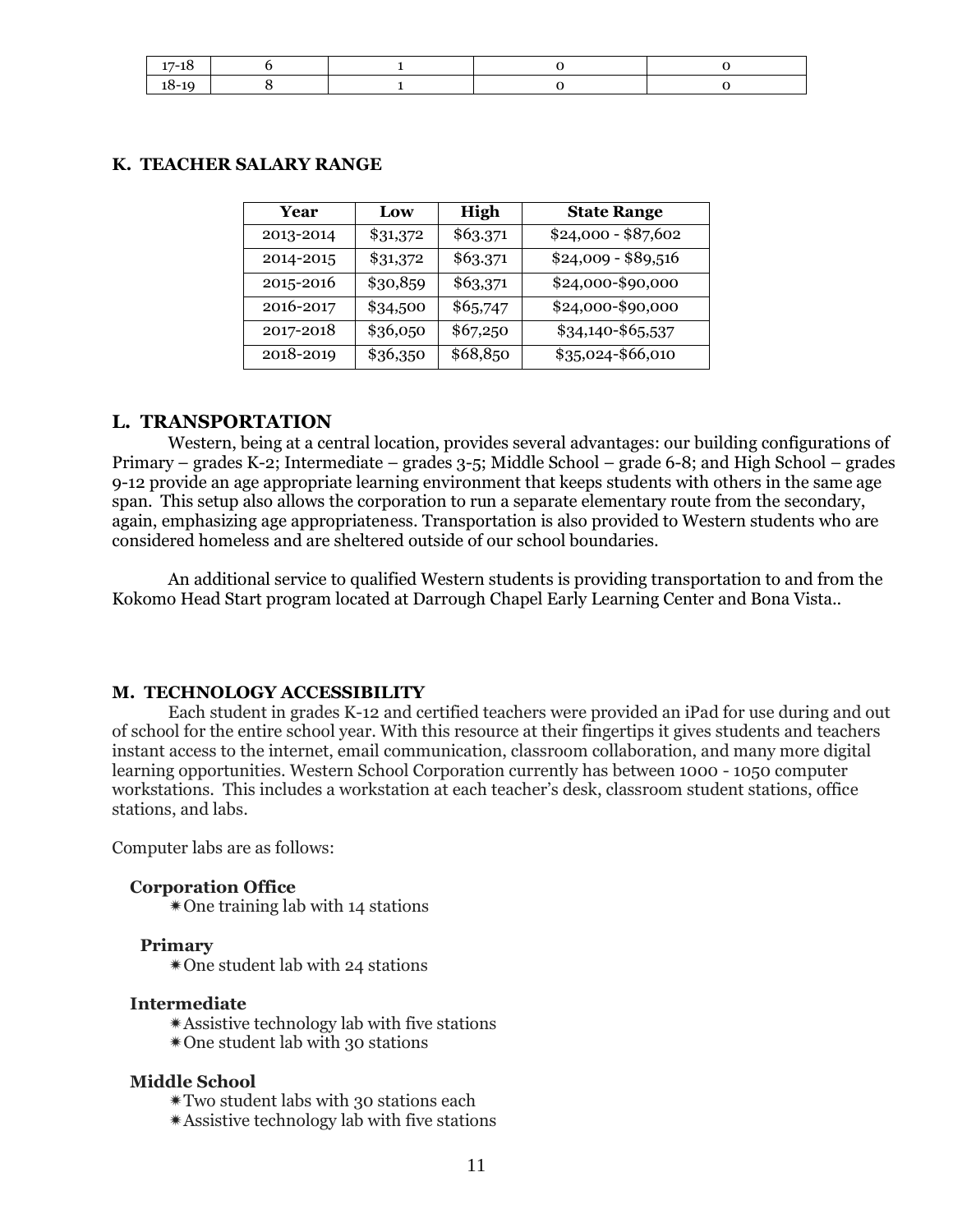| 17-18 | 6 | 1 | 0 | 0 |
|---|---|---|---|---|
| 18-19 | 8 | 1 | 0 | 0 |

**K. TEACHER SALARY RANGE**

| Year | Low | High | State Range |
|---|---|---|---|
| 2013-2014 | $31,372 | $63.371 | $24,000 - $87,602 |
| 2014-2015 | $31,372 | $63.371 | $24,009 - $89,516 |
| 2015-2016 | $30,859 | $63,371 | $24,000-$90,000 |
| 2016-2017 | $34,500 | $65,747 | $24,000-$90,000 |
| 2017-2018 | $36,050 | $67,250 | $34,140-$65,537 |
| 2018-2019 | $36,350 | $68,850 | $35,024-$66,010 |

## L. TRANSPORTATION

Western, being at a central location, provides several advantages: our building configurations of Primary – grades K-2; Intermediate – grades 3-5; Middle School – grade 6-8; and High School – grades 9-12 provide an age appropriate learning environment that keeps students with others in the same age span. This setup also allows the corporation to run a separate elementary route from the secondary, again, emphasizing age appropriateness. Transportation is also provided to Western students who are considered homeless and are sheltered outside of our school boundaries.

An additional service to qualified Western students is providing transportation to and from the Kokomo Head Start program located at Darrough Chapel Early Learning Center and Bona Vista..

**M. TECHNOLOGY ACCESSIBILITY**

Each student in grades K-12 and certified teachers were provided an iPad for use during and out of school for the entire school year. With this resource at their fingertips it gives students and teachers instant access to the internet, email communication, classroom collaboration, and many more digital learning opportunities. Western School Corporation currently has between 1000 - 1050 computer workstations. This includes a workstation at each teacher's desk, classroom student stations, office stations, and labs.

Computer labs are as follows:

**Corporation Office**

- One training lab with 14 stations

**Primary**

- One student lab with 24 stations

**Intermediate**

- Assistive technology lab with five stations
- One student lab with 30 stations

**Middle School**

- Two student labs with 30 stations each
- Assistive technology lab with five stations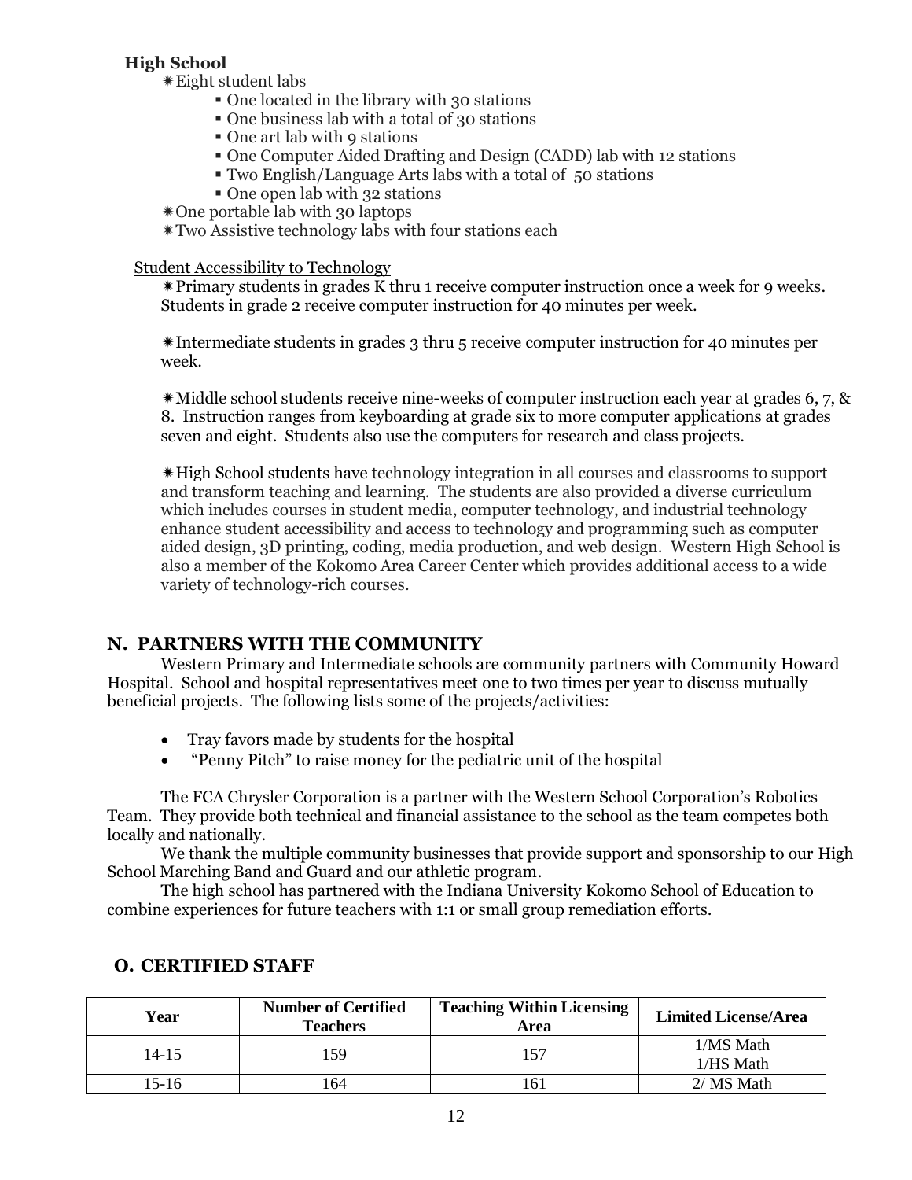**High School**

- Eight student labs
  - One located in the library with 30 stations
  - One business lab with a total of 30 stations
  - One art lab with 9 stations
  - One Computer Aided Drafting and Design (CADD) lab with 12 stations
  - Two English/Language Arts labs with a total of 50 stations
  - One open lab with 32 stations
- One portable lab with 30 laptops
- Two Assistive technology labs with four stations each

Student Accessibility to Technology

- Primary students in grades K thru 1 receive computer instruction once a week for 9 weeks. Students in grade 2 receive computer instruction for 40 minutes per week.

- Intermediate students in grades 3 thru 5 receive computer instruction for 40 minutes per week.

- Middle school students receive nine-weeks of computer instruction each year at grades 6, 7, & 8. Instruction ranges from keyboarding at grade six to more computer applications at grades seven and eight. Students also use the computers for research and class projects.

- High School students have technology integration in all courses and classrooms to support and transform teaching and learning. The students are also provided a diverse curriculum which includes courses in student media, computer technology, and industrial technology enhance student accessibility and access to technology and programming such as computer aided design, 3D printing, coding, media production, and web design. Western High School is also a member of the Kokomo Area Career Center which provides additional access to a wide variety of technology-rich courses.

## N. PARTNERS WITH THE COMMUNITY

Western Primary and Intermediate schools are community partners with Community Howard Hospital. School and hospital representatives meet one to two times per year to discuss mutually beneficial projects. The following lists some of the projects/activities:

- Tray favors made by students for the hospital
- "Penny Pitch" to raise money for the pediatric unit of the hospital

The FCA Chrysler Corporation is a partner with the Western School Corporation's Robotics Team. They provide both technical and financial assistance to the school as the team competes both locally and nationally.

We thank the multiple community businesses that provide support and sponsorship to our High School Marching Band and Guard and our athletic program.

The high school has partnered with the Indiana University Kokomo School of Education to combine experiences for future teachers with 1:1 or small group remediation efforts.

## O. CERTIFIED STAFF

| Year | Number of Certified Teachers | Teaching Within Licensing Area | Limited License/Area |
|---|---|---|---|
| 14-15 | 159 | 157 | 1/MS Math<br>1/HS Math |
| 15-16 | 164 | 161 | 2/ MS Math |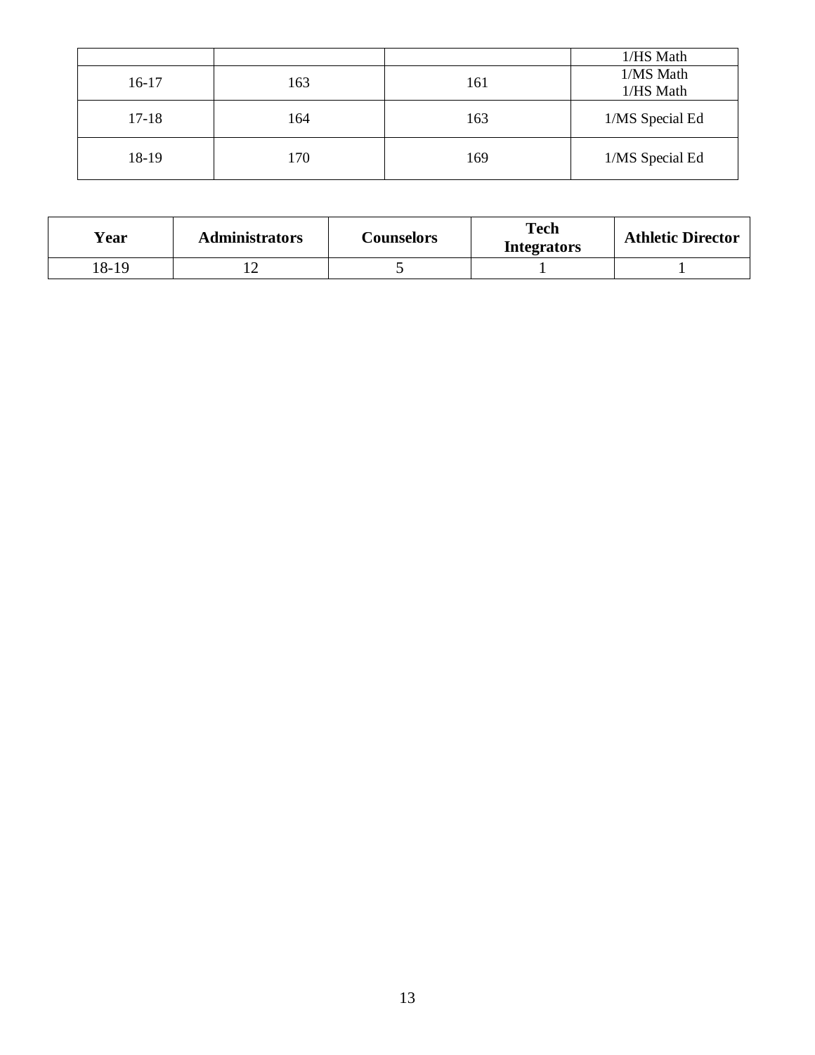| | | | |
|---|---|---|---|
| | | | 1/HS Math |
| 16-17 | 163 | 161 | 1/MS Math<br>1/HS Math |
| 17-18 | 164 | 163 | 1/MS Special Ed |
| 18-19 | 170 | 169 | 1/MS Special Ed |

| Year | Administrators | Counselors | Tech Integrators | Athletic Director |
|---|---|---|---|---|
| 18-19 | 12 | 5 | 1 | 1 |